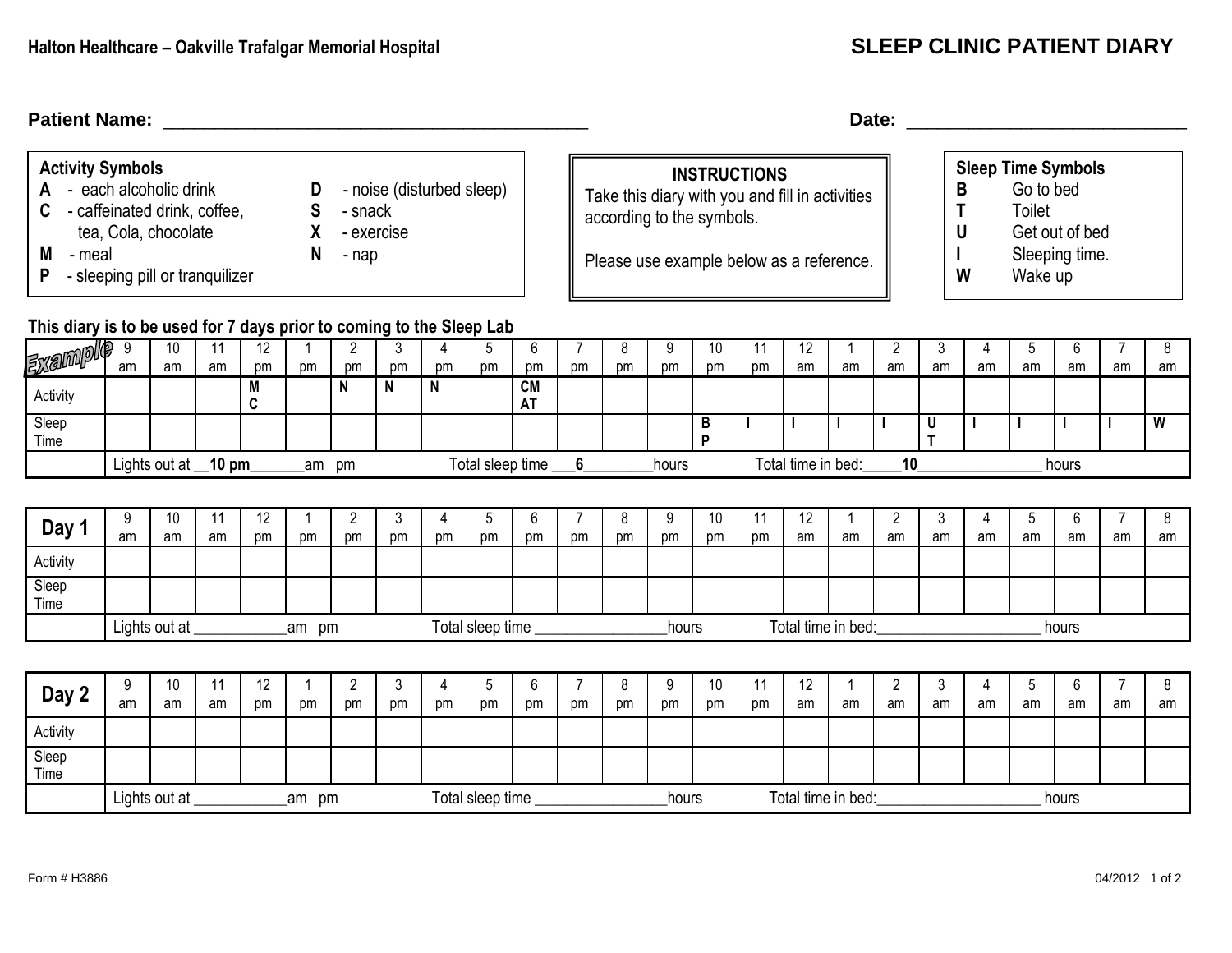**Halton Healthcare – Oakville Trafalgar Memorial Hospital**

# SLEEP CLINIC PATIENT DIARY

**Patient Name:** ________________________________________ **Date:** ___________________________

**Activity Symbols**

- **A** - each alcoholic drink
- **C** - caffeinated drink, coffee, tea, Cola, chocolate
- **M** - meal
- **P** - sleeping pill or tranquilizer
- **D** - noise (disturbed sleep)
- **S** - snack
- **X** - exercise
- **N** - nap

**INSTRUCTIONS**

Take this diary with you and fill in activities according to the symbols.

Please use example below as a reference.

**Sleep Time Symbols**

- **B** Go to bed
- **T** Toilet
- **U** Get out of bed
- **I** Sleeping time.
- **W** Wake up

**This diary is to be used for 7 days prior to coming to the Sleep Lab**

| Example | 9 am | 10 am | 11 am | 12 pm | 1 pm | 2 pm | 3 pm | 4 pm | 5 pm | 6 pm | 7 pm | 8 pm | 9 pm | 10 pm | 11 pm | 12 am | 1 am | 2 am | 3 am | 4 am | 5 am | 6 am | 7 am | 8 am |
|---|---|---|---|---|---|---|---|---|---|---|---|---|---|---|---|---|---|---|---|---|---|---|---|---|
| Activity | | | | **M C** | | **N** | **N** | **N** | | **CM AT** | | | | | | | | | | | | | | |
| Sleep Time | | | | | | | | | | | | | | **B P** | **I** | **I** | **I** | **I** | **U T** | **I** | **I** | **I** | **I** | **W** |
| | Lights out at __**10 pm**_______am pm | | | | | | | Total sleep time ___**6**_________hours | | | | | | | | Total time in bed:_____**10**________________ hours | | | | | | | | |

| Day 1 | 9 am | 10 am | 11 am | 12 pm | 1 pm | 2 pm | 3 pm | 4 pm | 5 pm | 6 pm | 7 pm | 8 pm | 9 pm | 10 pm | 11 pm | 12 am | 1 am | 2 am | 3 am | 4 am | 5 am | 6 am | 7 am | 8 am |
|---|---|---|---|---|---|---|---|---|---|---|---|---|---|---|---|---|---|---|---|---|---|---|---|---|
| Activity | | | | | | | | | | | | | | | | | | | | | | | | |
| Sleep Time | | | | | | | | | | | | | | | | | | | | | | | | |
| | Lights out at ____________am pm | | | | | | | Total sleep time _________________hours | | | | | | | | Total time in bed:_____________________ hours | | | | | | | | |

| Day 2 | 9 am | 10 am | 11 am | 12 pm | 1 pm | 2 pm | 3 pm | 4 pm | 5 pm | 6 pm | 7 pm | 8 pm | 9 pm | 10 pm | 11 pm | 12 am | 1 am | 2 am | 3 am | 4 am | 5 am | 6 am | 7 am | 8 am |
|---|---|---|---|---|---|---|---|---|---|---|---|---|---|---|---|---|---|---|---|---|---|---|---|---|
| Activity | | | | | | | | | | | | | | | | | | | | | | | | |
| Sleep Time | | | | | | | | | | | | | | | | | | | | | | | | |
| | Lights out at ____________am pm | | | | | | | Total sleep time _________________hours | | | | | | | | Total time in bed:_____________________ hours | | | | | | | | |

Form # H3886 04/2012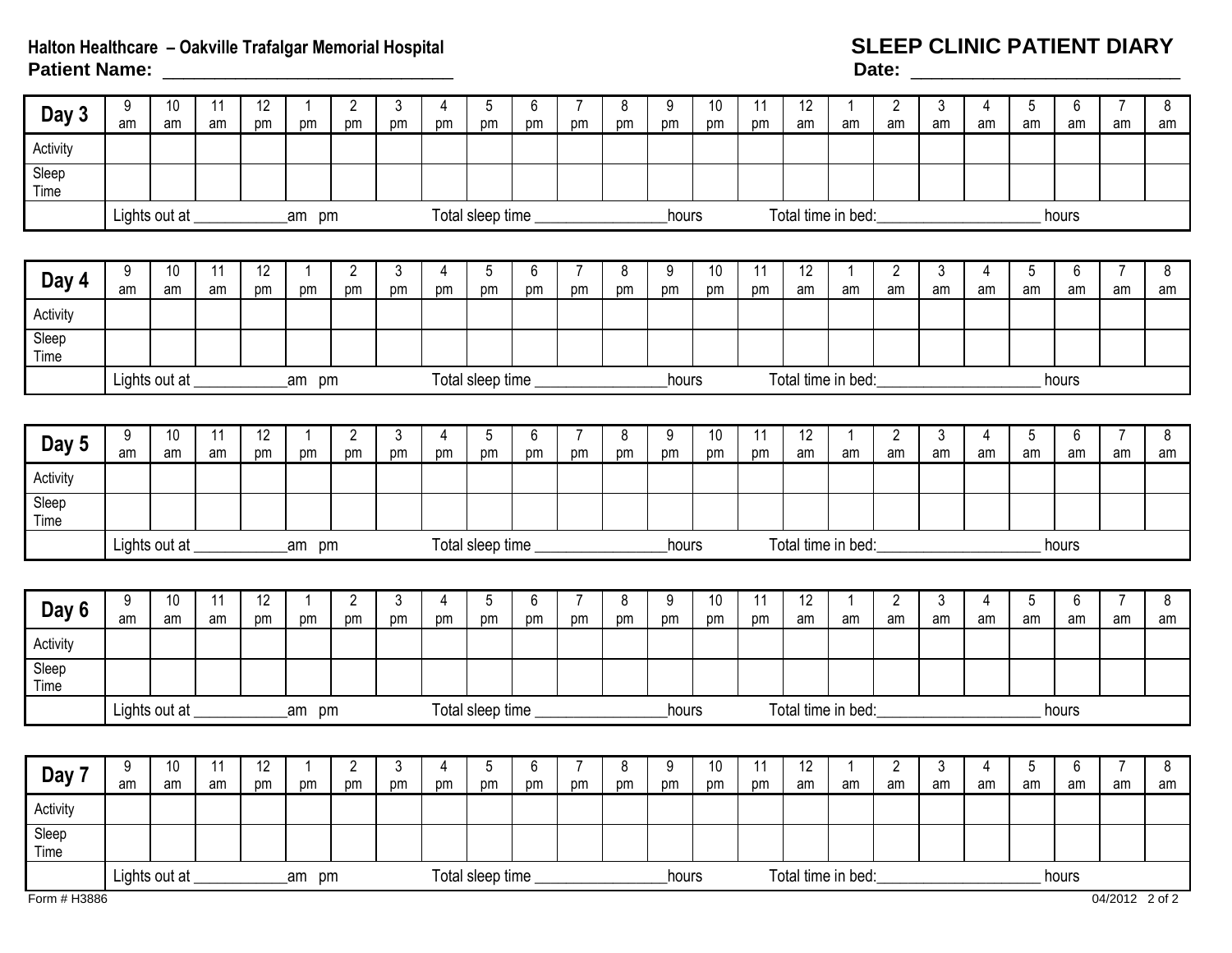Halton Healthcare – Oakville Trafalgar Memorial Hospital

**SLEEP CLINIC PATIENT DIARY**

**Patient Name:** ____________________________

**Date:** __________________________

| Day 3 | 9 am | 10 am | 11 am | 12 pm | 1 pm | 2 pm | 3 pm | 4 pm | 5 pm | 6 pm | 7 pm | 8 pm | 9 pm | 10 pm | 11 pm | 12 am | 1 am | 2 am | 3 am | 4 am | 5 am | 6 am | 7 am | 8 am |
|---|---|---|---|---|---|---|---|---|---|---|---|---|---|---|---|---|---|---|---|---|---|---|---|---|
| Activity | | | | | | | | | | | | | | | | | | | | | | | | |
| Sleep Time | | | | | | | | | | | | | | | | | | | | | | | | |
| | Lights out at ____________am pm | | | | | | | Total sleep time _________________hours | | | | | | | | Total time in bed:_____________________ hours | | | | | | | | |

| Day 4 | 9 am | 10 am | 11 am | 12 pm | 1 pm | 2 pm | 3 pm | 4 pm | 5 pm | 6 pm | 7 pm | 8 pm | 9 pm | 10 pm | 11 pm | 12 am | 1 am | 2 am | 3 am | 4 am | 5 am | 6 am | 7 am | 8 am |
|---|---|---|---|---|---|---|---|---|---|---|---|---|---|---|---|---|---|---|---|---|---|---|---|---|
| Activity | | | | | | | | | | | | | | | | | | | | | | | | |
| Sleep Time | | | | | | | | | | | | | | | | | | | | | | | | |
| | Lights out at ____________am pm | | | | | | | Total sleep time _________________hours | | | | | | | | Total time in bed:_____________________ hours | | | | | | | | |

| Day 5 | 9 am | 10 am | 11 am | 12 pm | 1 pm | 2 pm | 3 pm | 4 pm | 5 pm | 6 pm | 7 pm | 8 pm | 9 pm | 10 pm | 11 pm | 12 am | 1 am | 2 am | 3 am | 4 am | 5 am | 6 am | 7 am | 8 am |
|---|---|---|---|---|---|---|---|---|---|---|---|---|---|---|---|---|---|---|---|---|---|---|---|---|
| Activity | | | | | | | | | | | | | | | | | | | | | | | | |
| Sleep Time | | | | | | | | | | | | | | | | | | | | | | | | |
| | Lights out at ____________am pm | | | | | | | Total sleep time _________________hours | | | | | | | | Total time in bed:_____________________ hours | | | | | | | | |

| Day 6 | 9 am | 10 am | 11 am | 12 pm | 1 pm | 2 pm | 3 pm | 4 pm | 5 pm | 6 pm | 7 pm | 8 pm | 9 pm | 10 pm | 11 pm | 12 am | 1 am | 2 am | 3 am | 4 am | 5 am | 6 am | 7 am | 8 am |
|---|---|---|---|---|---|---|---|---|---|---|---|---|---|---|---|---|---|---|---|---|---|---|---|---|
| Activity | | | | | | | | | | | | | | | | | | | | | | | | |
| Sleep Time | | | | | | | | | | | | | | | | | | | | | | | | |
| | Lights out at ____________am pm | | | | | | | Total sleep time _________________hours | | | | | | | | Total time in bed:_____________________ hours | | | | | | | | |

| Day 7 | 9 am | 10 am | 11 am | 12 pm | 1 pm | 2 pm | 3 pm | 4 pm | 5 pm | 6 pm | 7 pm | 8 pm | 9 pm | 10 pm | 11 pm | 12 am | 1 am | 2 am | 3 am | 4 am | 5 am | 6 am | 7 am | 8 am |
|---|---|---|---|---|---|---|---|---|---|---|---|---|---|---|---|---|---|---|---|---|---|---|---|---|
| Activity | | | | | | | | | | | | | | | | | | | | | | | | |
| Sleep Time | | | | | | | | | | | | | | | | | | | | | | | | |
| | Lights out at ____________am pm | | | | | | | Total sleep time _________________hours | | | | | | | | Total time in bed:_____________________ hours | | | | | | | | |

Form # H3886 04/2012